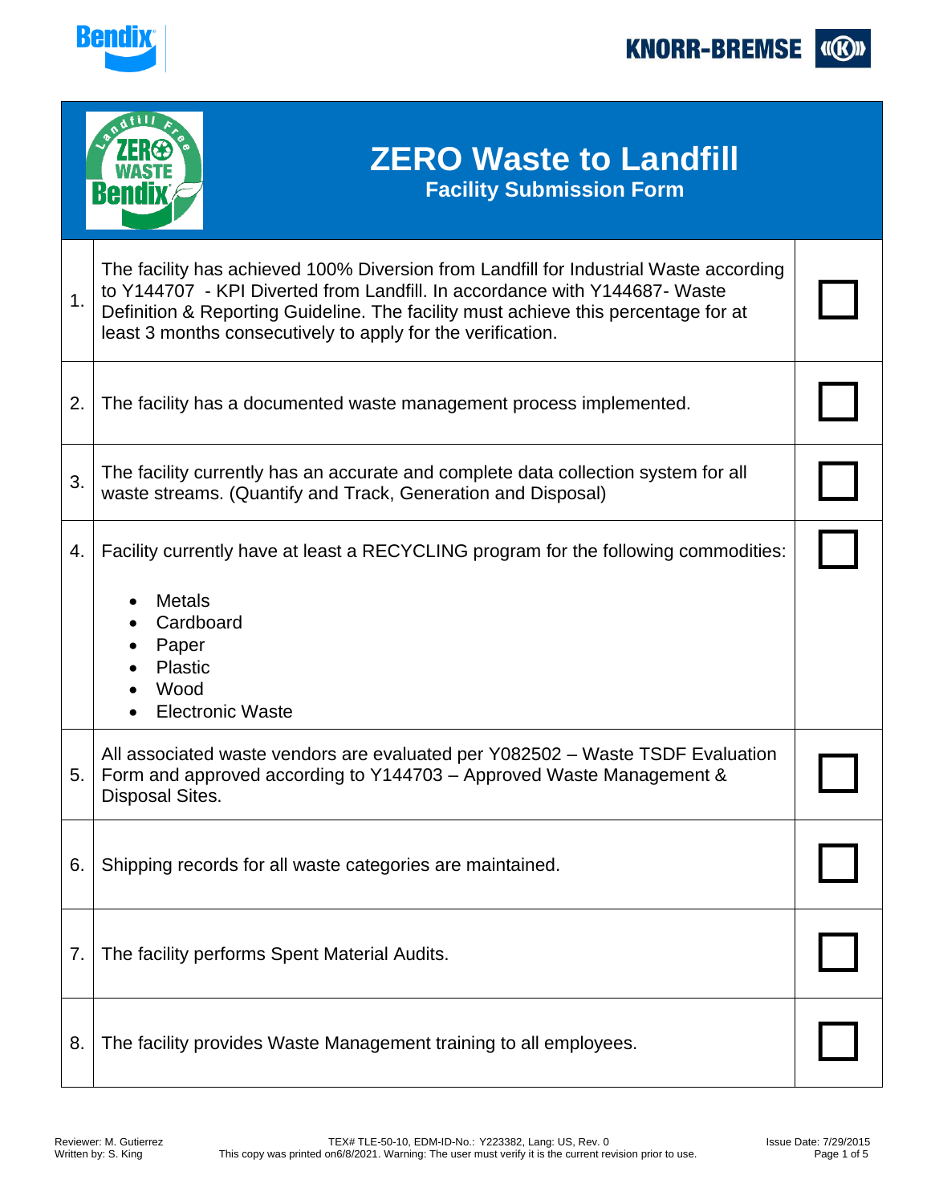# ZERO Waste to Landfill

## Facility Submission Form

| # | Requirement | |
|---|---|---|
| 1. | The facility has achieved 100% Diversion from Landfill for Industrial Waste according to Y144707 - KPI Diverted from Landfill. In accordance with Y144687- Waste Definition & Reporting Guideline. The facility must achieve this percentage for at least 3 months consecutively to apply for the verification. | ☐ |
| 2. | The facility has a documented waste management process implemented. | ☐ |
| 3. | The facility currently has an accurate and complete data collection system for all waste streams. (Quantify and Track, Generation and Disposal) | ☐ |
| 4. | Facility currently have at least a RECYCLING program for the following commodities:<br>• Metals<br>• Cardboard<br>• Paper<br>• Plastic<br>• Wood<br>• Electronic Waste | ☐ |
| 5. | All associated waste vendors are evaluated per Y082502 – Waste TSDF Evaluation Form and approved according to Y144703 – Approved Waste Management & Disposal Sites. | ☐ |
| 6. | Shipping records for all waste categories are maintained. | ☐ |
| 7. | The facility performs Spent Material Audits. | ☐ |
| 8. | The facility provides Waste Management training to all employees. | ☐ |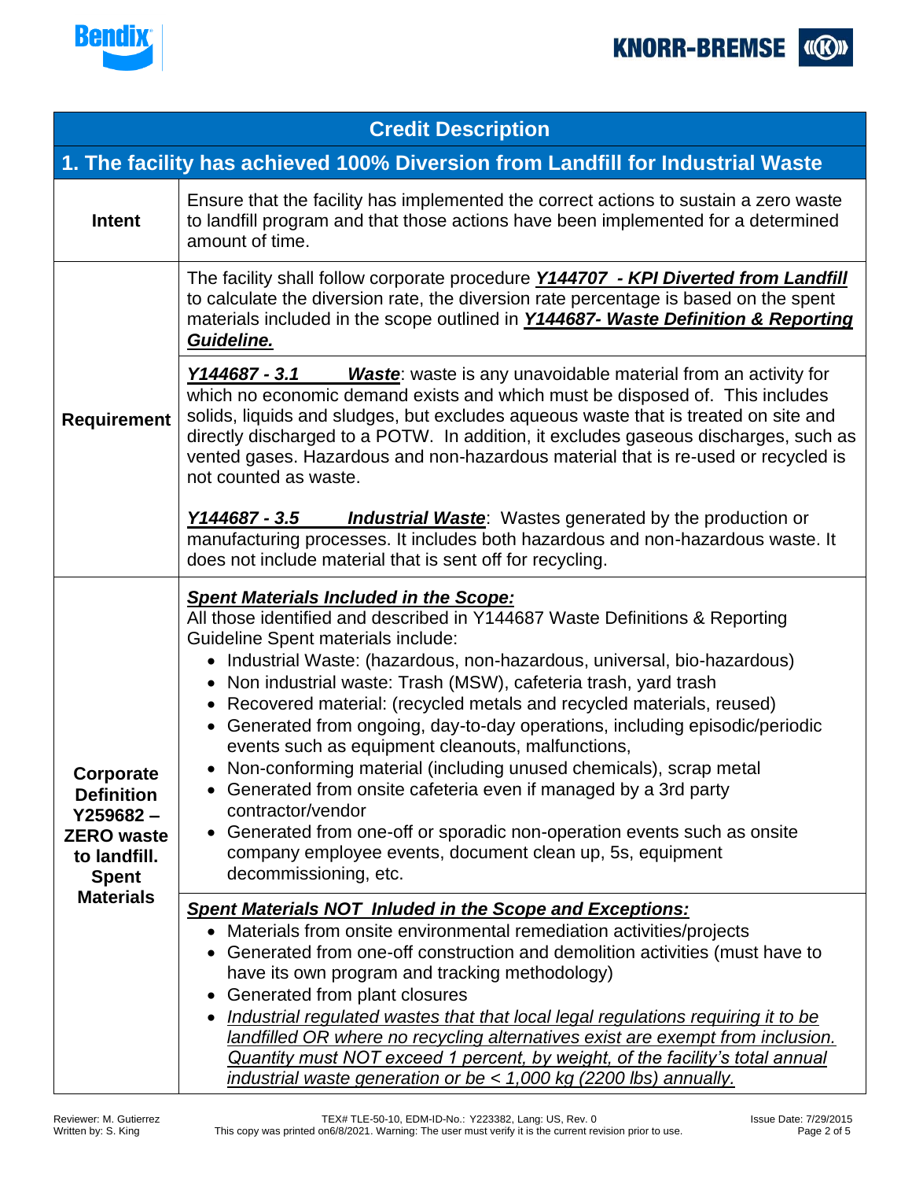| Credit Description | |
|---|---|
| **1. The facility has achieved 100% Diversion from Landfill for Industrial Waste** | |
| **Intent** | Ensure that the facility has implemented the correct actions to sustain a zero waste to landfill program and that those actions have been implemented for a determined amount of time. |
| **Requirement** | The facility shall follow corporate procedure ***Y144707 - KPI Diverted from Landfill*** to calculate the diversion rate, the diversion rate percentage is based on the spent materials included in the scope outlined in ***Y144687- Waste Definition & Reporting Guideline.*** |
| | ***Y144687 - 3.1*** ***Waste***: waste is any unavoidable material from an activity for which no economic demand exists and which must be disposed of. This includes solids, liquids and sludges, but excludes aqueous waste that is treated on site and directly discharged to a POTW. In addition, it excludes gaseous discharges, such as vented gases. Hazardous and non-hazardous material that is re-used or recycled is not counted as waste.<br><br>***Y144687 - 3.5*** ***Industrial Waste***: Wastes generated by the production or manufacturing processes. It includes both hazardous and non-hazardous waste. It does not include material that is sent off for recycling. |
| **Corporate Definition Y259682 – ZERO waste to landfill. Spent Materials** | ***Spent Materials Included in the Scope:***<br>All those identified and described in Y144687 Waste Definitions & Reporting Guideline Spent materials include:<br>• Industrial Waste: (hazardous, non-hazardous, universal, bio-hazardous)<br>• Non industrial waste: Trash (MSW), cafeteria trash, yard trash<br>• Recovered material: (recycled metals and recycled materials, reused)<br>• Generated from ongoing, day-to-day operations, including episodic/periodic events such as equipment cleanouts, malfunctions,<br>• Non-conforming material (including unused chemicals), scrap metal<br>• Generated from onsite cafeteria even if managed by a 3rd party contractor/vendor<br>• Generated from one-off or sporadic non-operation events such as onsite company employee events, document clean up, 5s, equipment decommissioning, etc. |
| | ***Spent Materials NOT Inluded in the Scope and Exceptions:***<br>• Materials from onsite environmental remediation activities/projects<br>• Generated from one-off construction and demolition activities (must have to have its own program and tracking methodology)<br>• Generated from plant closures<br>• *Industrial regulated wastes that that local legal regulations requiring it to be landfilled OR where no recycling alternatives exist are exempt from inclusion. Quantity must NOT exceed 1 percent, by weight, of the facility's total annual industrial waste generation or be < 1,000 kg (2200 lbs) annually.* |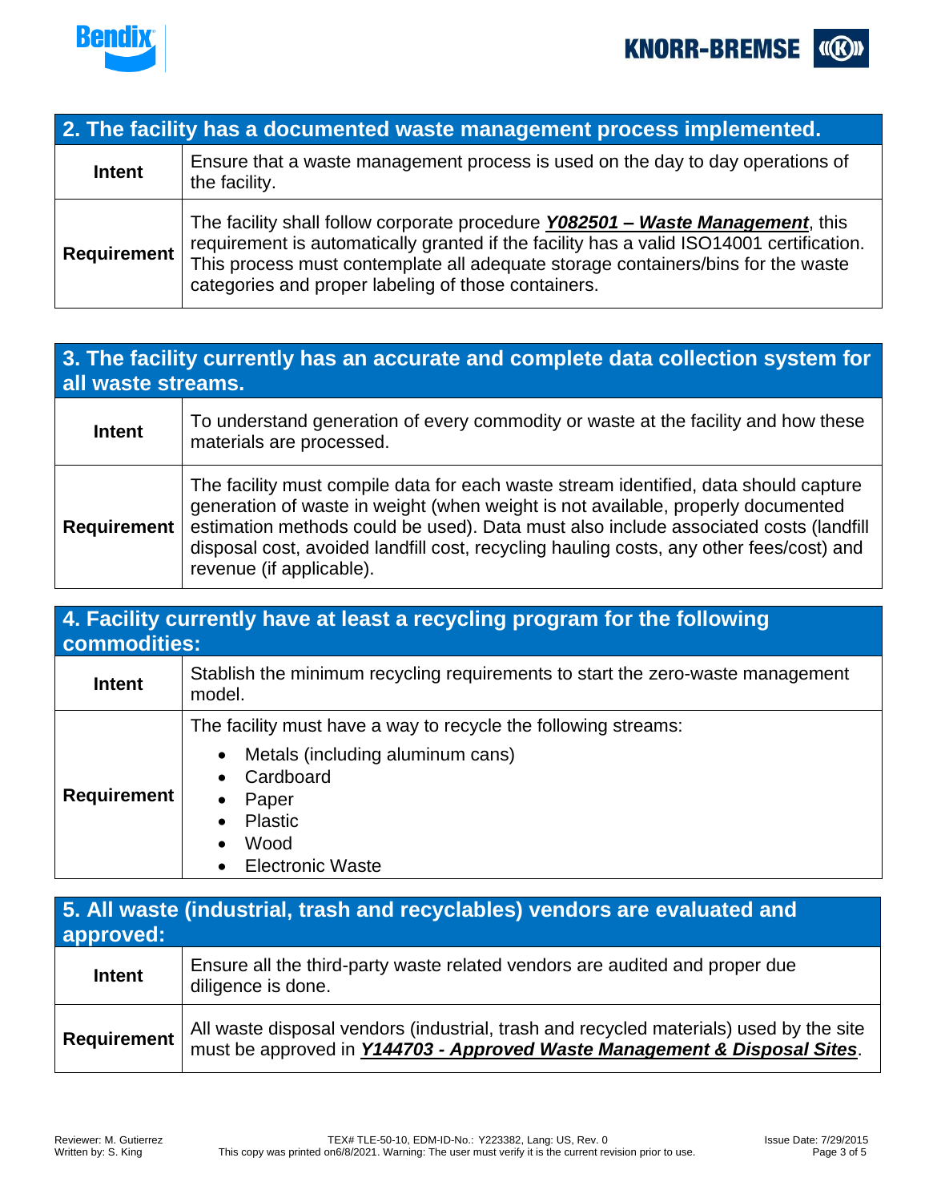| 2. The facility has a documented waste management process implemented. | |
|---|---|
| **Intent** | Ensure that a waste management process is used on the day to day operations of the facility. |
| **Requirement** | The facility shall follow corporate procedure ***Y082501 – Waste Management***, this requirement is automatically granted if the facility has a valid ISO14001 certification. This process must contemplate all adequate storage containers/bins for the waste categories and proper labeling of those containers. |

| 3. The facility currently has an accurate and complete data collection system for all waste streams. | |
|---|---|
| **Intent** | To understand generation of every commodity or waste at the facility and how these materials are processed. |
| **Requirement** | The facility must compile data for each waste stream identified, data should capture generation of waste in weight (when weight is not available, properly documented estimation methods could be used). Data must also include associated costs (landfill disposal cost, avoided landfill cost, recycling hauling costs, any other fees/cost) and revenue (if applicable). |

| 4. Facility currently have at least a recycling program for the following commodities: | |
|---|---|
| **Intent** | Stablish the minimum recycling requirements to start the zero-waste management model. |
| **Requirement** | The facility must have a way to recycle the following streams:<br>• Metals (including aluminum cans)<br>• Cardboard<br>• Paper<br>• Plastic<br>• Wood<br>• Electronic Waste |

| 5. All waste (industrial, trash and recyclables) vendors are evaluated and approved: | |
|---|---|
| **Intent** | Ensure all the third-party waste related vendors are audited and proper due diligence is done. |
| **Requirement** | All waste disposal vendors (industrial, trash and recycled materials) used by the site must be approved in ***Y144703 - Approved Waste Management & Disposal Sites***. |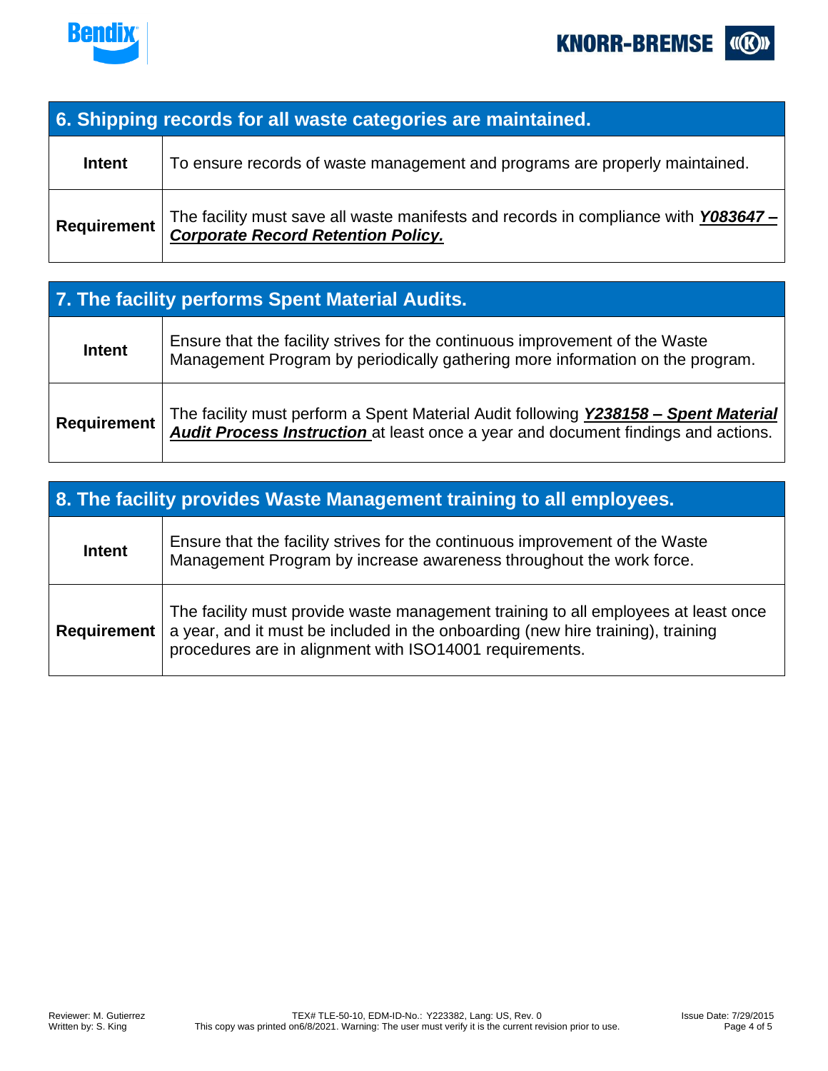| 6. Shipping records for all waste categories are maintained. | |
|---|---|
| **Intent** | To ensure records of waste management and programs are properly maintained. |
| **Requirement** | The facility must save all waste manifests and records in compliance with ***Y083647 – Corporate Record Retention Policy.*** |

| 7. The facility performs Spent Material Audits. | |
|---|---|
| **Intent** | Ensure that the facility strives for the continuous improvement of the Waste Management Program by periodically gathering more information on the program. |
| **Requirement** | The facility must perform a Spent Material Audit following ***Y238158 – Spent Material Audit Process Instruction*** at least once a year and document findings and actions. |

| 8. The facility provides Waste Management training to all employees. | |
|---|---|
| **Intent** | Ensure that the facility strives for the continuous improvement of the Waste Management Program by increase awareness throughout the work force. |
| **Requirement** | The facility must provide waste management training to all employees at least once a year, and it must be included in the onboarding (new hire training), training procedures are in alignment with ISO14001 requirements. |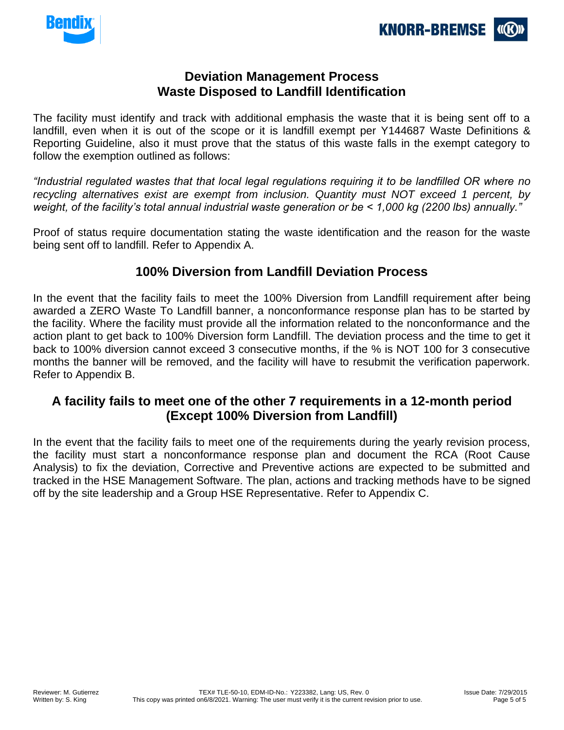## Deviation Management Process
## Waste Disposed to Landfill Identification

The facility must identify and track with additional emphasis the waste that it is being sent off to a landfill, even when it is out of the scope or it is landfill exempt per Y144687 Waste Definitions & Reporting Guideline, also it must prove that the status of this waste falls in the exempt category to follow the exemption outlined as follows:

*"Industrial regulated wastes that that local legal regulations requiring it to be landfilled OR where no recycling alternatives exist are exempt from inclusion. Quantity must NOT exceed 1 percent, by weight, of the facility's total annual industrial waste generation or be < 1,000 kg (2200 lbs) annually."*

Proof of status require documentation stating the waste identification and the reason for the waste being sent off to landfill. Refer to Appendix A.

## 100% Diversion from Landfill Deviation Process

In the event that the facility fails to meet the 100% Diversion from Landfill requirement after being awarded a ZERO Waste To Landfill banner, a nonconformance response plan has to be started by the facility. Where the facility must provide all the information related to the nonconformance and the action plant to get back to 100% Diversion form Landfill. The deviation process and the time to get it back to 100% diversion cannot exceed 3 consecutive months, if the % is NOT 100 for 3 consecutive months the banner will be removed, and the facility will have to resubmit the verification paperwork. Refer to Appendix B.

## A facility fails to meet one of the other 7 requirements in a 12-month period (Except 100% Diversion from Landfill)

In the event that the facility fails to meet one of the requirements during the yearly revision process, the facility must start a nonconformance response plan and document the RCA (Root Cause Analysis) to fix the deviation, Corrective and Preventive actions are expected to be submitted and tracked in the HSE Management Software. The plan, actions and tracking methods have to be signed off by the site leadership and a Group HSE Representative. Refer to Appendix C.